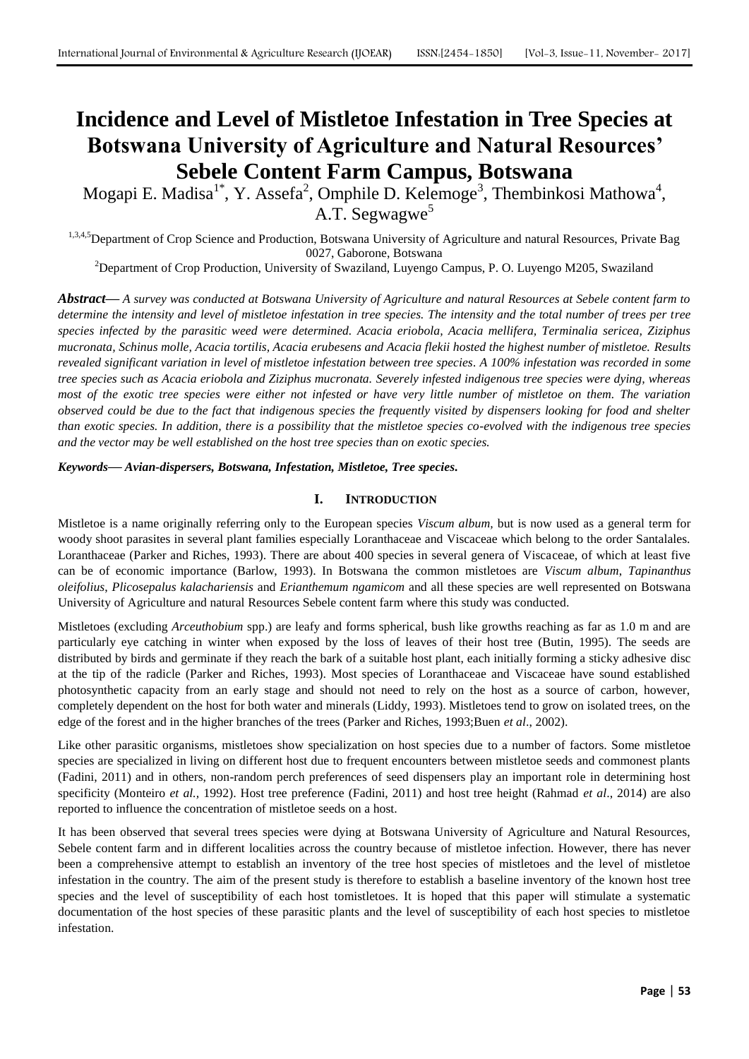# Incidence and Level of Mistletoe Infestation in Tree Species at Botswana University of Agriculture and Natural Resources' Sebele Content Farm Campus, Botswana

Mogapi E. Madisa[1*], Y. Assefa[2], Omphile D. Kelemoge[3], Thembinkosi Mathowa[4], A.T. Segwagwe[5]

[1,3,4,5]Department of Crop Science and Production, Botswana University of Agriculture and natural Resources, Private Bag 0027, Gaborone, Botswana

[2]Department of Crop Production, University of Swaziland, Luyengo Campus, P. O. Luyengo M205, Swaziland

***Abstract*— *A survey was conducted at Botswana University of Agriculture and natural Resources at Sebele content farm to determine the intensity and level of mistletoe infestation in tree species. The intensity and the total number of trees per tree species infected by the parasitic weed were determined. Acacia eriobola, Acacia mellifera, Terminalia sericea, Ziziphus mucronata, Schinus molle, Acacia tortilis, Acacia erubesens and Acacia flekii hosted the highest number of mistletoe. Results revealed significant variation in level of mistletoe infestation between tree species. A 100% infestation was recorded in some tree species such as Acacia eriobola and Ziziphus mucronata. Severely infested indigenous tree species were dying, whereas most of the exotic tree species were either not infested or have very little number of mistletoe on them. The variation observed could be due to the fact that indigenous species the frequently visited by dispensers looking for food and shelter than exotic species. In addition, there is a possibility that the mistletoe species co-evolved with the indigenous tree species and the vector may be well established on the host tree species than on exotic species.*

***Keywords*— *Avian-dispersers, Botswana, Infestation, Mistletoe, Tree species.***

## I. INTRODUCTION

Mistletoe is a name originally referring only to the European species *Viscum album,* but is now used as a general term for woody shoot parasites in several plant families especially Loranthaceae and Viscaceae which belong to the order Santalales. Loranthaceae (Parker and Riches, 1993). There are about 400 species in several genera of Viscaceae, of which at least five can be of economic importance (Barlow, 1993). In Botswana the common mistletoes are *Viscum album*, *Tapinanthus oleifolius*, *Plicosepalus kalachariensis* and *Erianthemum ngamicom* and all these species are well represented on Botswana University of Agriculture and natural Resources Sebele content farm where this study was conducted.

Mistletoes (excluding *Arceuthobium* spp.) are leafy and forms spherical, bush like growths reaching as far as 1.0 m and are particularly eye catching in winter when exposed by the loss of leaves of their host tree (Butin, 1995). The seeds are distributed by birds and germinate if they reach the bark of a suitable host plant, each initially forming a sticky adhesive disc at the tip of the radicle (Parker and Riches, 1993). Most species of Loranthaceae and Viscaceae have sound established photosynthetic capacity from an early stage and should not need to rely on the host as a source of carbon, however, completely dependent on the host for both water and minerals (Liddy, 1993). Mistletoes tend to grow on isolated trees, on the edge of the forest and in the higher branches of the trees (Parker and Riches, 1993;Buen *et al*., 2002).

Like other parasitic organisms, mistletoes show specialization on host species due to a number of factors. Some mistletoe species are specialized in living on different host due to frequent encounters between mistletoe seeds and commonest plants (Fadini, 2011) and in others, non-random perch preferences of seed dispensers play an important role in determining host specificity (Monteiro *et al.,* 1992). Host tree preference (Fadini, 2011) and host tree height (Rahmad *et al*., 2014) are also reported to influence the concentration of mistletoe seeds on a host.

It has been observed that several trees species were dying at Botswana University of Agriculture and Natural Resources, Sebele content farm and in different localities across the country because of mistletoe infection. However, there has never been a comprehensive attempt to establish an inventory of the tree host species of mistletoes and the level of mistletoe infestation in the country. The aim of the present study is therefore to establish a baseline inventory of the known host tree species and the level of susceptibility of each host tomistletoes. It is hoped that this paper will stimulate a systematic documentation of the host species of these parasitic plants and the level of susceptibility of each host species to mistletoe infestation.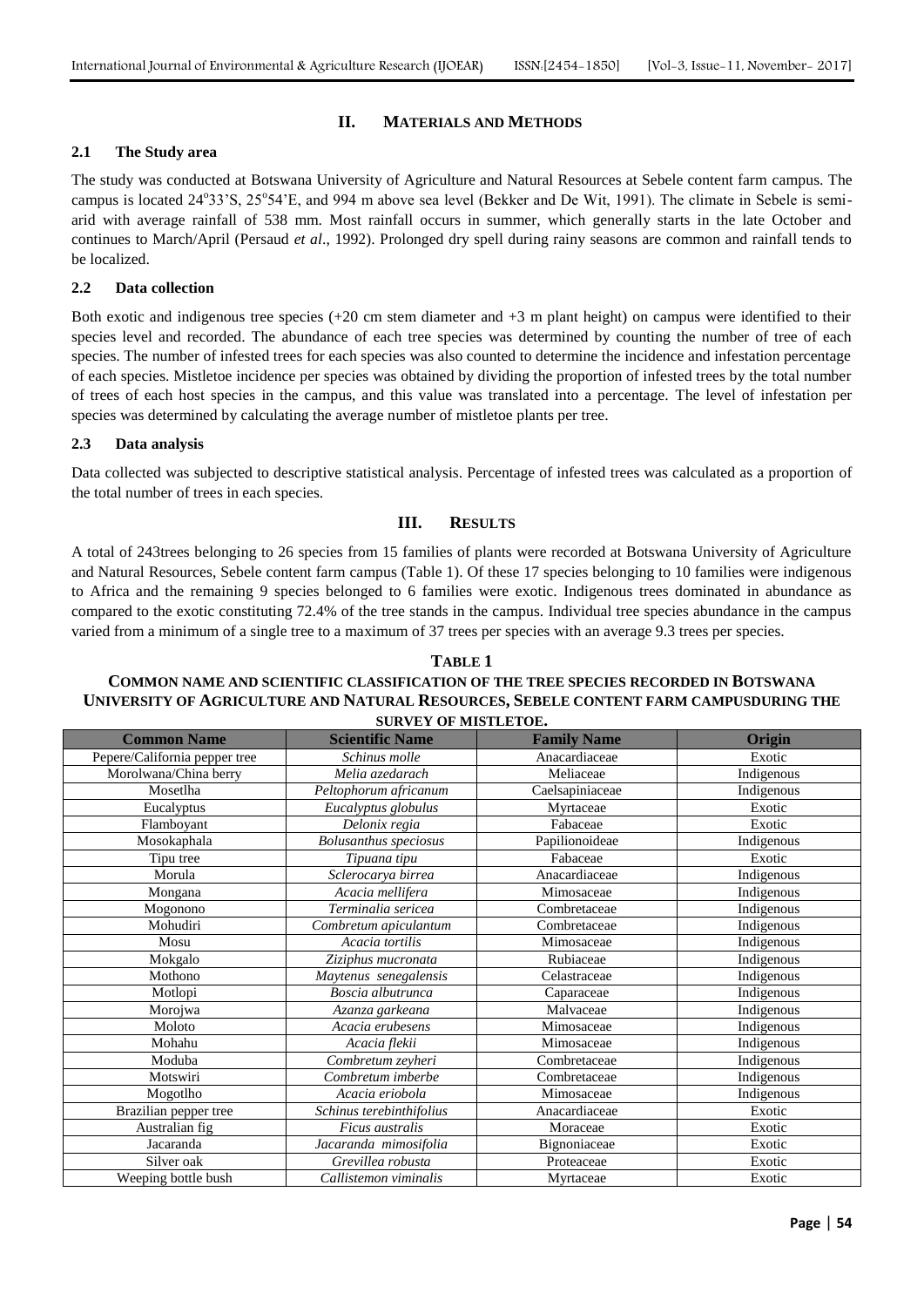## II. MATERIALS AND METHODS

### 2.1 The Study area

The study was conducted at Botswana University of Agriculture and Natural Resources at Sebele content farm campus. The campus is located 24°33'S, 25°54'E, and 994 m above sea level (Bekker and De Wit, 1991). The climate in Sebele is semi-arid with average rainfall of 538 mm. Most rainfall occurs in summer, which generally starts in the late October and continues to March/April (Persaud *et al*., 1992). Prolonged dry spell during rainy seasons are common and rainfall tends to be localized.

### 2.2 Data collection

Both exotic and indigenous tree species (+20 cm stem diameter and +3 m plant height) on campus were identified to their species level and recorded. The abundance of each tree species was determined by counting the number of tree of each species. The number of infested trees for each species was also counted to determine the incidence and infestation percentage of each species. Mistletoe incidence per species was obtained by dividing the proportion of infested trees by the total number of trees of each host species in the campus, and this value was translated into a percentage. The level of infestation per species was determined by calculating the average number of mistletoe plants per tree.

### 2.3 Data analysis

Data collected was subjected to descriptive statistical analysis. Percentage of infested trees was calculated as a proportion of the total number of trees in each species.

## III. RESULTS

A total of 243trees belonging to 26 species from 15 families of plants were recorded at Botswana University of Agriculture and Natural Resources, Sebele content farm campus (Table 1). Of these 17 species belonging to 10 families were indigenous to Africa and the remaining 9 species belonged to 6 families were exotic. Indigenous trees dominated in abundance as compared to the exotic constituting 72.4% of the tree stands in the campus. Individual tree species abundance in the campus varied from a minimum of a single tree to a maximum of 37 trees per species with an average 9.3 trees per species.

**TABLE 1**
**COMMON NAME AND SCIENTIFIC CLASSIFICATION OF THE TREE SPECIES RECORDED IN BOTSWANA UNIVERSITY OF AGRICULTURE AND NATURAL RESOURCES, SEBELE CONTENT FARM CAMPUSDURING THE SURVEY OF MISTLETOE.**

| Common Name | Scientific Name | Family Name | Origin |
|---|---|---|---|
| Pepere/California pepper tree | *Schinus molle* | Anacardiaceae | Exotic |
| Morolwana/China berry | *Melia azedarach* | Meliaceae | Indigenous |
| Mosetlha | *Peltophorum africanum* | Caelsapiniaceae | Indigenous |
| Eucalyptus | *Eucalyptus globulus* | Myrtaceae | Exotic |
| Flamboyant | *Delonix regia* | Fabaceae | Exotic |
| Mosokaphala | *Bolusanthus speciosus* | Papilionoideae | Indigenous |
| Tipu tree | *Tipuana tipu* | Fabaceae | Exotic |
| Morula | *Sclerocarya birrea* | Anacardiaceae | Indigenous |
| Mongana | *Acacia mellifera* | Mimosaceae | Indigenous |
| Mogonono | *Terminalia sericea* | Combretaceae | Indigenous |
| Mohudiri | *Combretum apiculantum* | Combretaceae | Indigenous |
| Mosu | *Acacia tortilis* | Mimosaceae | Indigenous |
| Mokgalo | *Ziziphus mucronata* | Rubiaceae | Indigenous |
| Mothono | *Maytenus senegalensis* | Celastraceae | Indigenous |
| Motlopi | *Boscia albutrunca* | Caparaceae | Indigenous |
| Morojwa | *Azanza garkeana* | Malvaceae | Indigenous |
| Moloto | *Acacia erubesens* | Mimosaceae | Indigenous |
| Mohahu | *Acacia flekii* | Mimosaceae | Indigenous |
| Moduba | *Combretum zeyheri* | Combretaceae | Indigenous |
| Motswiri | *Combretum imberbe* | Combretaceae | Indigenous |
| Mogotlho | *Acacia eriobola* | Mimosaceae | Indigenous |
| Brazilian pepper tree | *Schinus terebinthifolius* | Anacardiaceae | Exotic |
| Australian fig | *Ficus australis* | Moraceae | Exotic |
| Jacaranda | *Jacaranda mimosifolia* | Bignoniaceae | Exotic |
| Silver oak | *Grevillea robusta* | Proteaceae | Exotic |
| Weeping bottle bush | *Callistemon viminalis* | Myrtaceae | Exotic |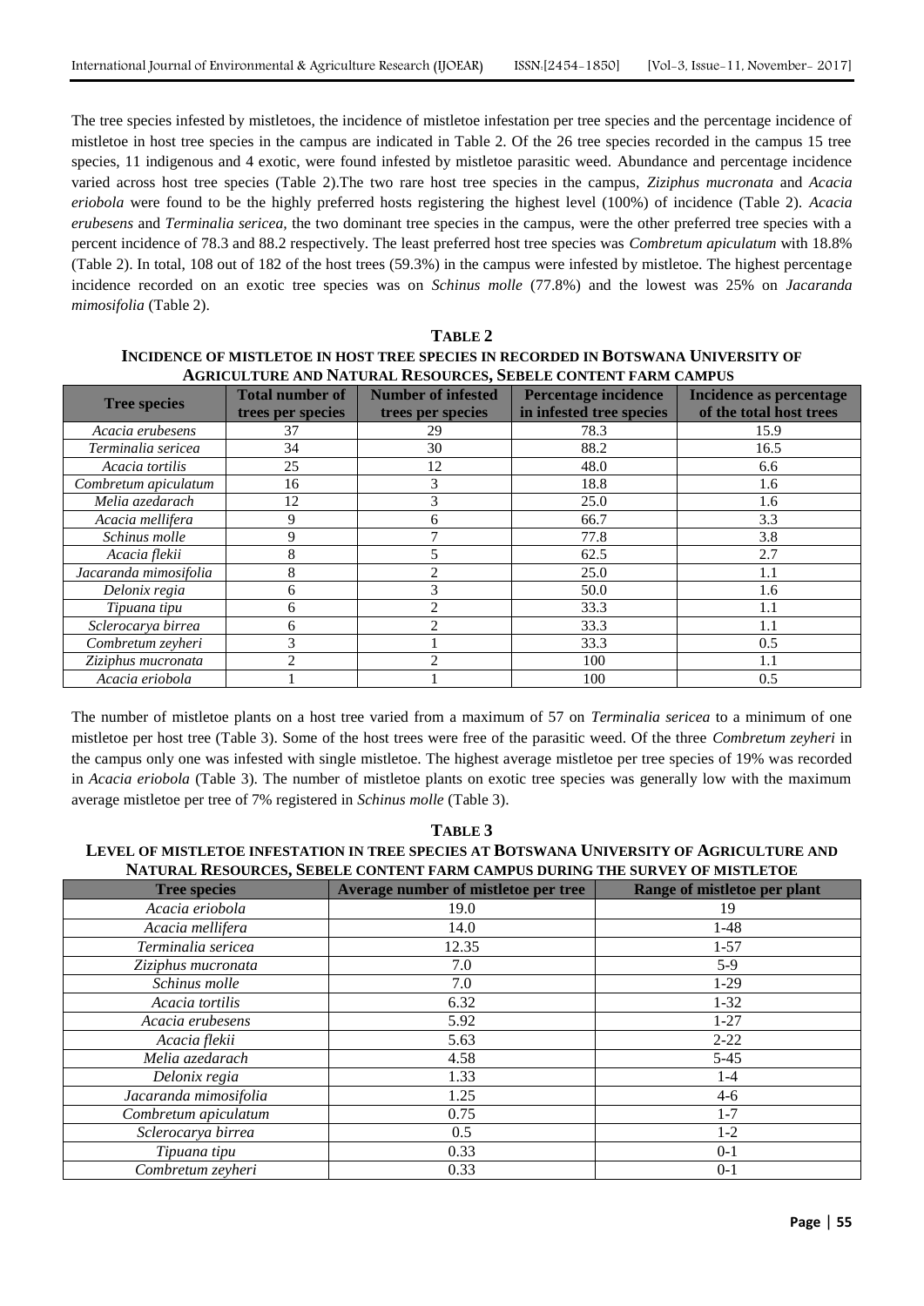The tree species infested by mistletoes, the incidence of mistletoe infestation per tree species and the percentage incidence of mistletoe in host tree species in the campus are indicated in Table 2. Of the 26 tree species recorded in the campus 15 tree species, 11 indigenous and 4 exotic, were found infested by mistletoe parasitic weed. Abundance and percentage incidence varied across host tree species (Table 2).The two rare host tree species in the campus, *Ziziphus mucronata* and *Acacia eriobola* were found to be the highly preferred hosts registering the highest level (100%) of incidence (Table 2). *Acacia erubesens* and *Terminalia sericea*, the two dominant tree species in the campus, were the other preferred tree species with a percent incidence of 78.3 and 88.2 respectively. The least preferred host tree species was *Combretum apiculatum* with 18.8% (Table 2). In total, 108 out of 182 of the host trees (59.3%) in the campus were infested by mistletoe. The highest percentage incidence recorded on an exotic tree species was on *Schinus molle* (77.8%) and the lowest was 25% on *Jacaranda mimosifolia* (Table 2).

**TABLE 2**
**INCIDENCE OF MISTLETOE IN HOST TREE SPECIES IN RECORDED IN BOTSWANA UNIVERSITY OF AGRICULTURE AND NATURAL RESOURCES, SEBELE CONTENT FARM CAMPUS**

| Tree species | Total number of trees per species | Number of infested trees per species | Percentage incidence in infested tree species | Incidence as percentage of the total host trees |
|---|---|---|---|---|
| *Acacia erubesens* | 37 | 29 | 78.3 | 15.9 |
| *Terminalia sericea* | 34 | 30 | 88.2 | 16.5 |
| *Acacia tortilis* | 25 | 12 | 48.0 | 6.6 |
| *Combretum apiculatum* | 16 | 3 | 18.8 | 1.6 |
| *Melia azedarach* | 12 | 3 | 25.0 | 1.6 |
| *Acacia mellifera* | 9 | 6 | 66.7 | 3.3 |
| *Schinus molle* | 9 | 7 | 77.8 | 3.8 |
| *Acacia flekii* | 8 | 5 | 62.5 | 2.7 |
| *Jacaranda mimosifolia* | 8 | 2 | 25.0 | 1.1 |
| *Delonix regia* | 6 | 3 | 50.0 | 1.6 |
| *Tipuana tipu* | 6 | 2 | 33.3 | 1.1 |
| *Sclerocarya birrea* | 6 | 2 | 33.3 | 1.1 |
| *Combretum zeyheri* | 3 | 1 | 33.3 | 0.5 |
| *Ziziphus mucronata* | 2 | 2 | 100 | 1.1 |
| *Acacia eriobola* | 1 | 1 | 100 | 0.5 |

The number of mistletoe plants on a host tree varied from a maximum of 57 on *Terminalia sericea* to a minimum of one mistletoe per host tree (Table 3). Some of the host trees were free of the parasitic weed. Of the three *Combretum zeyheri* in the campus only one was infested with single mistletoe. The highest average mistletoe per tree species of 19% was recorded in *Acacia eriobola* (Table 3). The number of mistletoe plants on exotic tree species was generally low with the maximum average mistletoe per tree of 7% registered in *Schinus molle* (Table 3).

**TABLE 3**
**LEVEL OF MISTLETOE INFESTATION IN TREE SPECIES AT BOTSWANA UNIVERSITY OF AGRICULTURE AND NATURAL RESOURCES, SEBELE CONTENT FARM CAMPUS DURING THE SURVEY OF MISTLETOE**

| Tree species | Average number of mistletoe per tree | Range of mistletoe per plant |
|---|---|---|
| *Acacia eriobola* | 19.0 | 19 |
| *Acacia mellifera* | 14.0 | 1-48 |
| *Terminalia sericea* | 12.35 | 1-57 |
| *Ziziphus mucronata* | 7.0 | 5-9 |
| *Schinus molle* | 7.0 | 1-29 |
| *Acacia tortilis* | 6.32 | 1-32 |
| *Acacia erubesens* | 5.92 | 1-27 |
| *Acacia flekii* | 5.63 | 2-22 |
| *Melia azedarach* | 4.58 | 5-45 |
| *Delonix regia* | 1.33 | 1-4 |
| *Jacaranda mimosifolia* | 1.25 | 4-6 |
| *Combretum apiculatum* | 0.75 | 1-7 |
| *Sclerocarya birrea* | 0.5 | 1-2 |
| *Tipuana tipu* | 0.33 | 0-1 |
| *Combretum zeyheri* | 0.33 | 0-1 |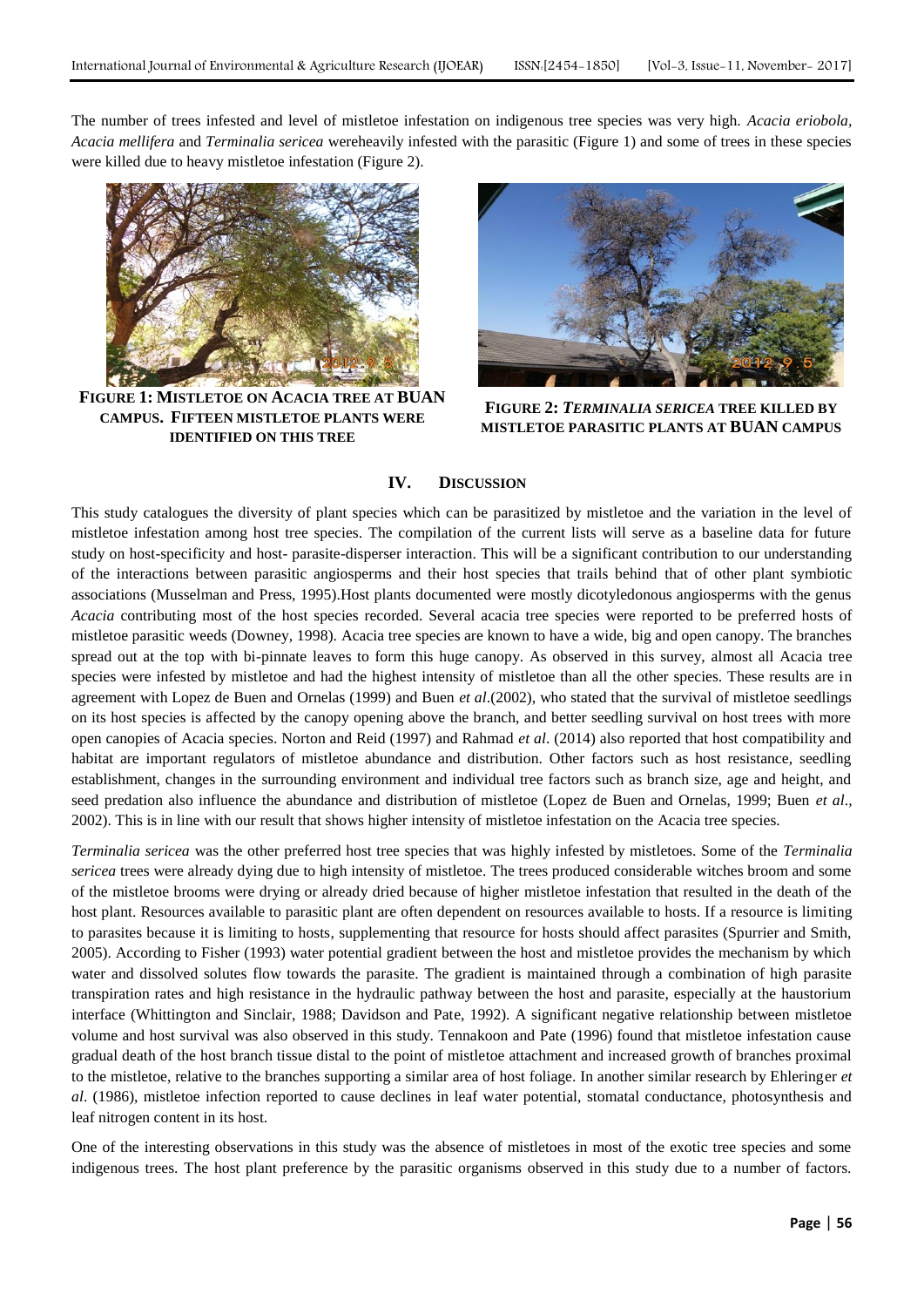The number of trees infested and level of mistletoe infestation on indigenous tree species was very high. *Acacia eriobola, Acacia mellifera* and *Terminalia sericea* wereheavily infested with the parasitic (Figure 1) and some of trees in these species were killed due to heavy mistletoe infestation (Figure 2).

**FIGURE 1: MISTLETOE ON ACACIA TREE AT BUAN CAMPUS. FIFTEEN MISTLETOE PLANTS WERE IDENTIFIED ON THIS TREE**

**FIGURE 2: *TERMINALIA SERICEA* TREE KILLED BY MISTLETOE PARASITIC PLANTS AT BUAN CAMPUS**

## IV. DISCUSSION

This study catalogues the diversity of plant species which can be parasitized by mistletoe and the variation in the level of mistletoe infestation among host tree species. The compilation of the current lists will serve as a baseline data for future study on host-specificity and host- parasite-disperser interaction. This will be a significant contribution to our understanding of the interactions between parasitic angiosperms and their host species that trails behind that of other plant symbiotic associations (Musselman and Press, 1995).Host plants documented were mostly dicotyledonous angiosperms with the genus *Acacia* contributing most of the host species recorded. Several acacia tree species were reported to be preferred hosts of mistletoe parasitic weeds (Downey, 1998). Acacia tree species are known to have a wide, big and open canopy. The branches spread out at the top with bi-pinnate leaves to form this huge canopy. As observed in this survey, almost all Acacia tree species were infested by mistletoe and had the highest intensity of mistletoe than all the other species. These results are in agreement with Lopez de Buen and Ornelas (1999) and Buen *et al*.(2002), who stated that the survival of mistletoe seedlings on its host species is affected by the canopy opening above the branch, and better seedling survival on host trees with more open canopies of Acacia species. Norton and Reid (1997) and Rahmad *et al*. (2014) also reported that host compatibility and habitat are important regulators of mistletoe abundance and distribution. Other factors such as host resistance, seedling establishment, changes in the surrounding environment and individual tree factors such as branch size, age and height, and seed predation also influence the abundance and distribution of mistletoe (Lopez de Buen and Ornelas, 1999; Buen *et al*., 2002). This is in line with our result that shows higher intensity of mistletoe infestation on the Acacia tree species.

*Terminalia sericea* was the other preferred host tree species that was highly infested by mistletoes. Some of the *Terminalia sericea* trees were already dying due to high intensity of mistletoe. The trees produced considerable witches broom and some of the mistletoe brooms were drying or already dried because of higher mistletoe infestation that resulted in the death of the host plant. Resources available to parasitic plant are often dependent on resources available to hosts. If a resource is limiting to parasites because it is limiting to hosts, supplementing that resource for hosts should affect parasites (Spurrier and Smith, 2005). According to Fisher (1993) water potential gradient between the host and mistletoe provides the mechanism by which water and dissolved solutes flow towards the parasite. The gradient is maintained through a combination of high parasite transpiration rates and high resistance in the hydraulic pathway between the host and parasite, especially at the haustorium interface (Whittington and Sinclair, 1988; Davidson and Pate, 1992). A significant negative relationship between mistletoe volume and host survival was also observed in this study. Tennakoon and Pate (1996) found that mistletoe infestation cause gradual death of the host branch tissue distal to the point of mistletoe attachment and increased growth of branches proximal to the mistletoe, relative to the branches supporting a similar area of host foliage. In another similar research by Ehleringer *et al*. (1986), mistletoe infection reported to cause declines in leaf water potential, stomatal conductance, photosynthesis and leaf nitrogen content in its host.

One of the interesting observations in this study was the absence of mistletoes in most of the exotic tree species and some indigenous trees. The host plant preference by the parasitic organisms observed in this study due to a number of factors.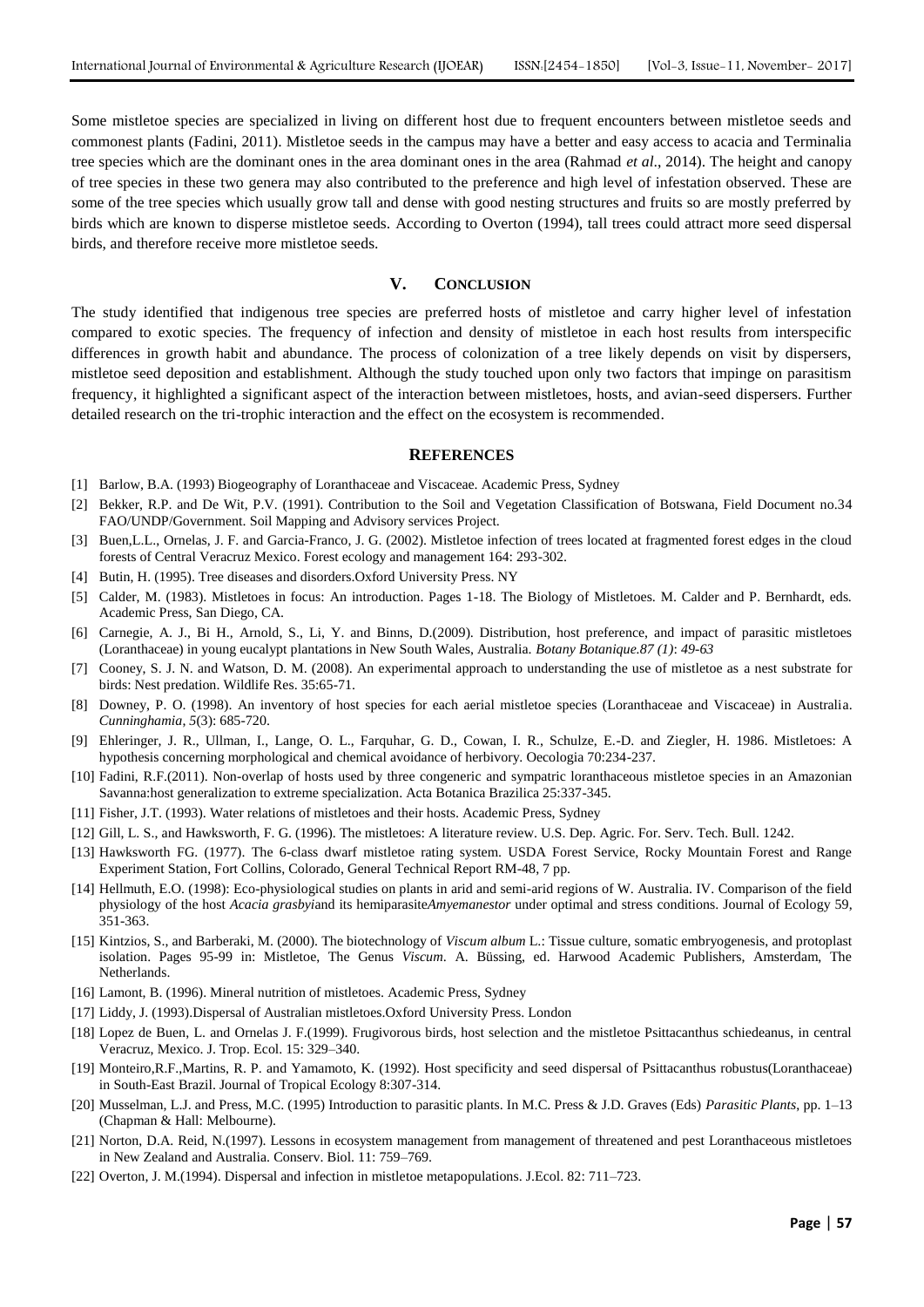Some mistletoe species are specialized in living on different host due to frequent encounters between mistletoe seeds and commonest plants (Fadini, 2011). Mistletoe seeds in the campus may have a better and easy access to acacia and Terminalia tree species which are the dominant ones in the area dominant ones in the area (Rahmad *et al*., 2014). The height and canopy of tree species in these two genera may also contributed to the preference and high level of infestation observed. These are some of the tree species which usually grow tall and dense with good nesting structures and fruits so are mostly preferred by birds which are known to disperse mistletoe seeds. According to Overton (1994), tall trees could attract more seed dispersal birds, and therefore receive more mistletoe seeds.

## V. CONCLUSION

The study identified that indigenous tree species are preferred hosts of mistletoe and carry higher level of infestation compared to exotic species. The frequency of infection and density of mistletoe in each host results from interspecific differences in growth habit and abundance. The process of colonization of a tree likely depends on visit by dispersers, mistletoe seed deposition and establishment. Although the study touched upon only two factors that impinge on parasitism frequency, it highlighted a significant aspect of the interaction between mistletoes, hosts, and avian-seed dispersers. Further detailed research on the tri-trophic interaction and the effect on the ecosystem is recommended.

## REFERENCES

[1] Barlow, B.A. (1993) Biogeography of Loranthaceae and Viscaceae. Academic Press, Sydney

[2] Bekker, R.P. and De Wit, P.V. (1991). Contribution to the Soil and Vegetation Classification of Botswana, Field Document no.34 FAO/UNDP/Government. Soil Mapping and Advisory services Project.

[3] Buen,L.L., Ornelas, J. F. and Garcia-Franco, J. G. (2002). Mistletoe infection of trees located at fragmented forest edges in the cloud forests of Central Veracruz Mexico. Forest ecology and management 164: 293-302.

[4] Butin, H. (1995). Tree diseases and disorders.Oxford University Press. NY

[5] Calder, M. (1983). Mistletoes in focus: An introduction. Pages 1-18. The Biology of Mistletoes. M. Calder and P. Bernhardt, eds. Academic Press, San Diego, CA.

[6] Carnegie, A. J., Bi H., Arnold, S., Li, Y. and Binns, D.(2009). Distribution, host preference, and impact of parasitic mistletoes (Loranthaceae) in young eucalypt plantations in New South Wales, Australia. *Botany Botanique.87 (1)*: *49-63*

[7] Cooney, S. J. N. and Watson, D. M. (2008). An experimental approach to understanding the use of mistletoe as a nest substrate for birds: Nest predation. Wildlife Res. 35:65-71.

[8] Downey, P. O. (1998). An inventory of host species for each aerial mistletoe species (Loranthaceae and Viscaceae) in Australia. *Cunninghamia*, *5*(3): 685-720.

[9] Ehleringer, J. R., Ullman, I., Lange, O. L., Farquhar, G. D., Cowan, I. R., Schulze, E.-D. and Ziegler, H. 1986. Mistletoes: A hypothesis concerning morphological and chemical avoidance of herbivory. Oecologia 70:234-237.

[10] Fadini, R.F.(2011). Non-overlap of hosts used by three congeneric and sympatric loranthaceous mistletoe species in an Amazonian Savanna:host generalization to extreme specialization. Acta Botanica Brazilica 25:337-345.

[11] Fisher, J.T. (1993). Water relations of mistletoes and their hosts. Academic Press, Sydney

[12] Gill, L. S., and Hawksworth, F. G. (1996). The mistletoes: A literature review. U.S. Dep. Agric. For. Serv. Tech. Bull. 1242.

[13] Hawksworth FG. (1977). The 6-class dwarf mistletoe rating system. USDA Forest Service, Rocky Mountain Forest and Range Experiment Station, Fort Collins, Colorado, General Technical Report RM-48, 7 pp.

[14] Hellmuth, E.O. (1998): Eco-physiological studies on plants in arid and semi-arid regions of W. Australia. IV. Comparison of the field physiology of the host *Acacia grasbyi*and its hemiparasite*Amyemanestor* under optimal and stress conditions. Journal of Ecology 59, 351-363.

[15] Kintzios, S., and Barberaki, M. (2000). The biotechnology of *Viscum album* L.: Tissue culture, somatic embryogenesis, and protoplast isolation. Pages 95-99 in: Mistletoe, The Genus *Viscum*. A. Büssing, ed. Harwood Academic Publishers, Amsterdam, The Netherlands.

[16] Lamont, B. (1996). Mineral nutrition of mistletoes. Academic Press, Sydney

[17] Liddy, J. (1993).Dispersal of Australian mistletoes.Oxford University Press. London

[18] Lopez de Buen, L. and Ornelas J. F.(1999). Frugivorous birds, host selection and the mistletoe Psittacanthus schiedeanus, in central Veracruz, Mexico. J. Trop. Ecol. 15: 329–340.

[19] Monteiro,R.F.,Martins, R. P. and Yamamoto, K. (1992). Host specificity and seed dispersal of Psittacanthus robustus(Loranthaceae) in South-East Brazil. Journal of Tropical Ecology 8:307-314.

[20] Musselman, L.J. and Press, M.C. (1995) Introduction to parasitic plants. In M.C. Press & J.D. Graves (Eds) *Parasitic Plants*, pp. 1–13 (Chapman & Hall: Melbourne).

[21] Norton, D.A. Reid, N.(1997). Lessons in ecosystem management from management of threatened and pest Loranthaceous mistletoes in New Zealand and Australia. Conserv. Biol. 11: 759–769.

[22] Overton, J. M.(1994). Dispersal and infection in mistletoe metapopulations. J.Ecol. 82: 711–723.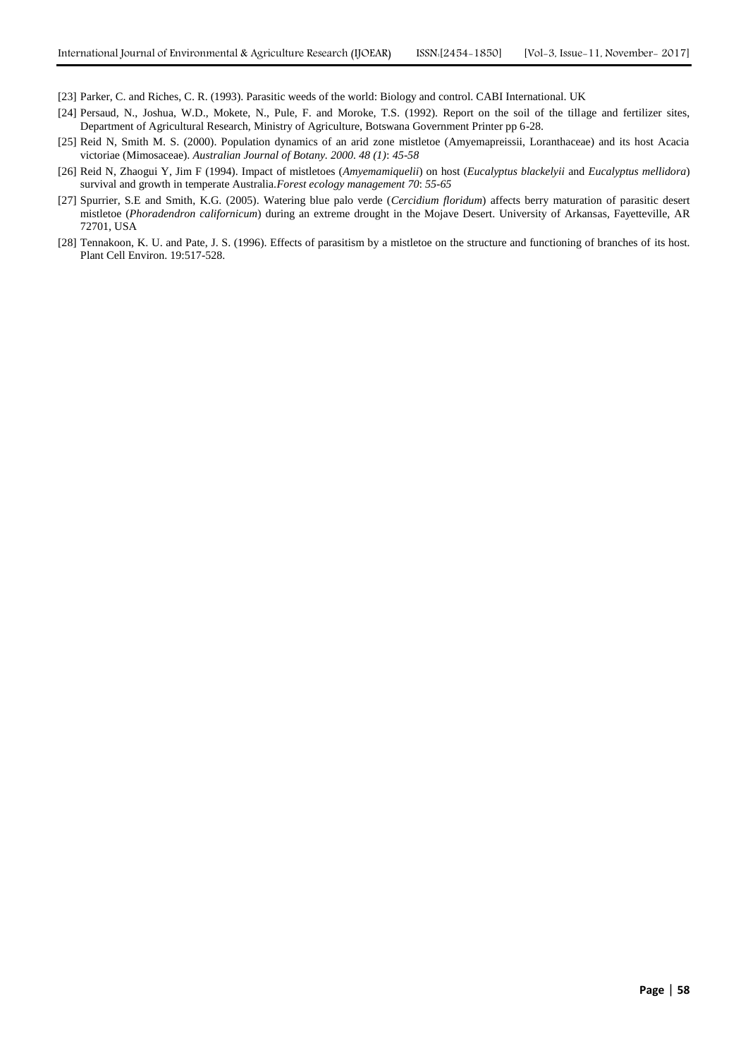[23] Parker, C. and Riches, C. R. (1993). Parasitic weeds of the world: Biology and control. CABI International. UK

[24] Persaud, N., Joshua, W.D., Mokete, N., Pule, F. and Moroke, T.S. (1992). Report on the soil of the tillage and fertilizer sites, Department of Agricultural Research, Ministry of Agriculture, Botswana Government Printer pp 6-28.

[25] Reid N, Smith M. S. (2000). Population dynamics of an arid zone mistletoe (Amyemapreissii, Loranthaceae) and its host Acacia victoriae (Mimosaceae). *Australian Journal of Botany. 2000. 48 (1)*: *45-58*

[26] Reid N, Zhaogui Y, Jim F (1994). Impact of mistletoes (*Amyemamiquelii*) on host (*Eucalyptus blackelyii* and *Eucalyptus mellidora*) survival and growth in temperate Australia.*Forest ecology management 70*: *55-65*

[27] Spurrier, S.E and Smith, K.G. (2005). Watering blue palo verde (*Cercidium floridum*) affects berry maturation of parasitic desert mistletoe (*Phoradendron californicum*) during an extreme drought in the Mojave Desert. University of Arkansas, Fayetteville, AR 72701, USA

[28] Tennakoon, K. U. and Pate, J. S. (1996). Effects of parasitism by a mistletoe on the structure and functioning of branches of its host. Plant Cell Environ. 19:517-528.